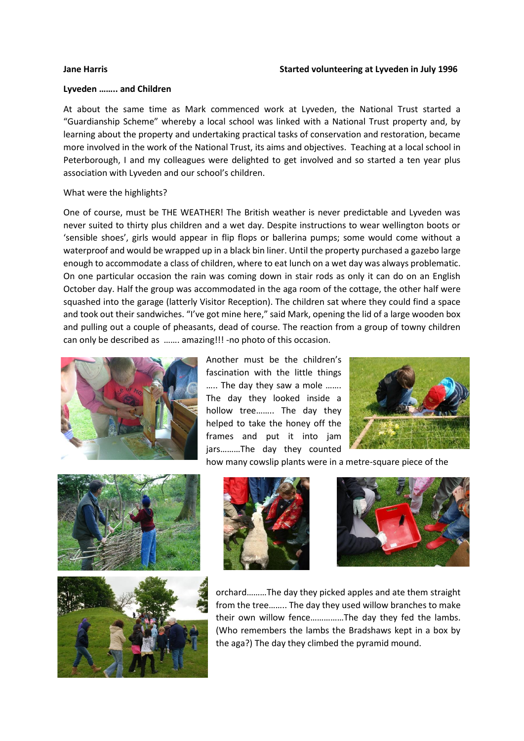**Jane Harris** **Started volunteering at Lyveden in July 1996**

**Lyveden …….. and Children**

At about the same time as Mark commenced work at Lyveden, the National Trust started a "Guardianship Scheme" whereby a local school was linked with a National Trust property and, by learning about the property and undertaking practical tasks of conservation and restoration, became more involved in the work of the National Trust, its aims and objectives. Teaching at a local school in Peterborough, I and my colleagues were delighted to get involved and so started a ten year plus association with Lyveden and our school's children.

What were the highlights?

One of course, must be THE WEATHER! The British weather is never predictable and Lyveden was never suited to thirty plus children and a wet day. Despite instructions to wear wellington boots or 'sensible shoes', girls would appear in flip flops or ballerina pumps; some would come without a waterproof and would be wrapped up in a black bin liner. Until the property purchased a gazebo large enough to accommodate a class of children, where to eat lunch on a wet day was always problematic. On one particular occasion the rain was coming down in stair rods as only it can do on an English October day. Half the group was accommodated in the aga room of the cottage, the other half were squashed into the garage (latterly Visitor Reception). The children sat where they could find a space and took out their sandwiches. "I've got mine here," said Mark, opening the lid of a large wooden box and pulling out a couple of pheasants, dead of course. The reaction from a group of towny children can only be described as ……. amazing!!! -no photo of this occasion.

Another must be the children's fascination with the little things ….. The day they saw a mole ……. The day they looked inside a hollow tree…….. The day they helped to take the honey off the frames and put it into jam jars………The day they counted how many cowslip plants were in a metre-square piece of the orchard………The day they picked apples and ate them straight from the tree…….. The day they used willow branches to make their own willow fence……………The day they fed the lambs. (Who remembers the lambs the Bradshaws kept in a box by the aga?) The day they climbed the pyramid mound.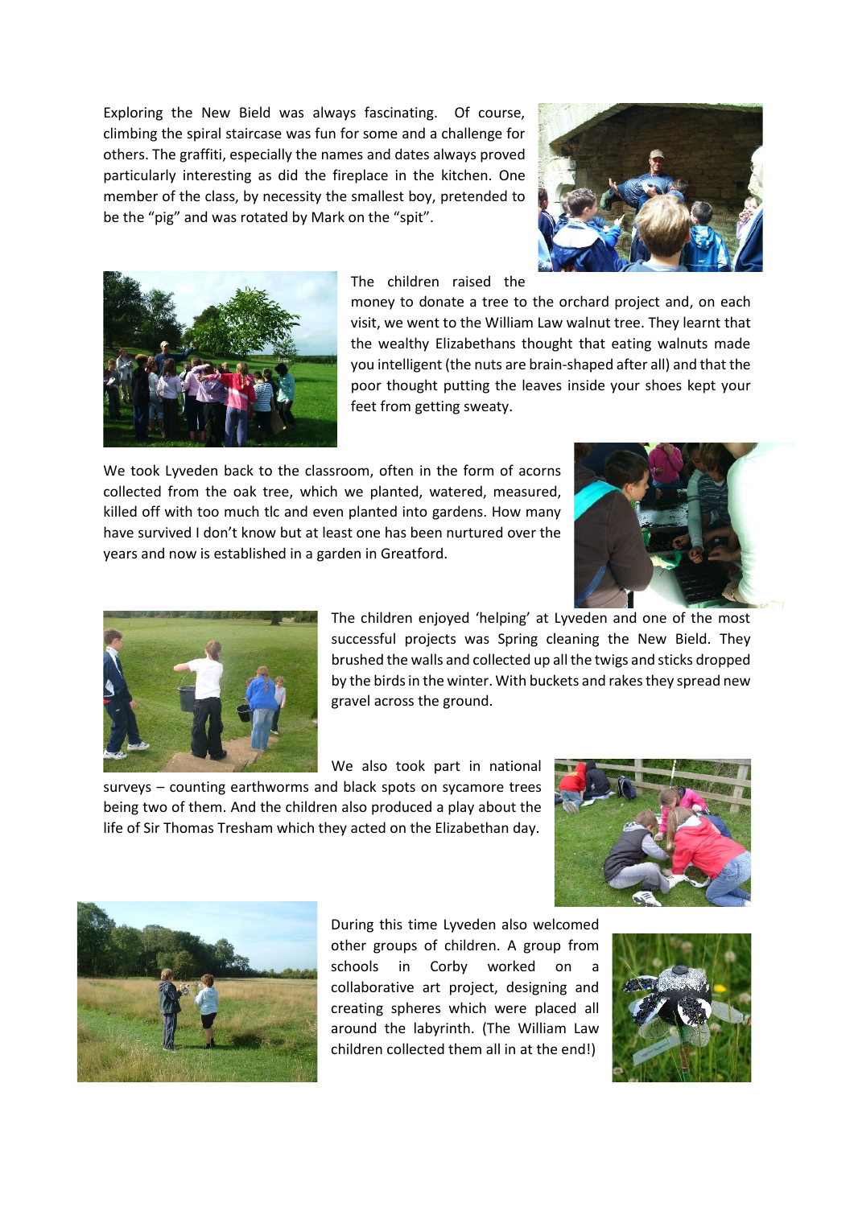Exploring the New Bield was always fascinating. Of course, climbing the spiral staircase was fun for some and a challenge for others. The graffiti, especially the names and dates always proved particularly interesting as did the fireplace in the kitchen. One member of the class, by necessity the smallest boy, pretended to be the "pig" and was rotated by Mark on the "spit".

The children raised the money to donate a tree to the orchard project and, on each visit, we went to the William Law walnut tree. They learnt that the wealthy Elizabethans thought that eating walnuts made you intelligent (the nuts are brain-shaped after all) and that the poor thought putting the leaves inside your shoes kept your feet from getting sweaty.

We took Lyveden back to the classroom, often in the form of acorns collected from the oak tree, which we planted, watered, measured, killed off with too much tlc and even planted into gardens. How many have survived I don't know but at least one has been nurtured over the years and now is established in a garden in Greatford.

The children enjoyed 'helping' at Lyveden and one of the most successful projects was Spring cleaning the New Bield. They brushed the walls and collected up all the twigs and sticks dropped by the birds in the winter. With buckets and rakes they spread new gravel across the ground.

We also took part in national surveys – counting earthworms and black spots on sycamore trees being two of them. And the children also produced a play about the life of Sir Thomas Tresham which they acted on the Elizabethan day.

During this time Lyveden also welcomed other groups of children. A group from schools in Corby worked on a collaborative art project, designing and creating spheres which were placed all around the labyrinth. (The William Law children collected them all in at the end!)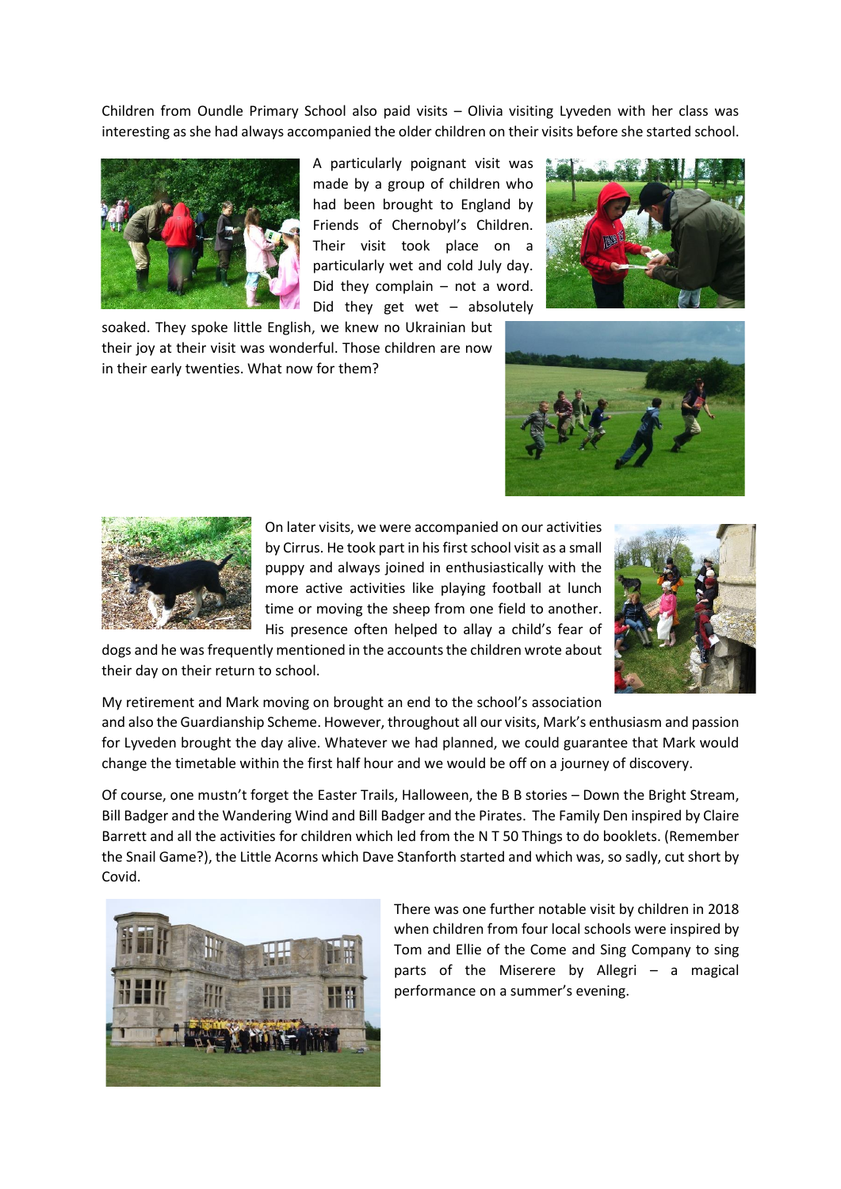Children from Oundle Primary School also paid visits – Olivia visiting Lyveden with her class was interesting as she had always accompanied the older children on their visits before she started school.

A particularly poignant visit was made by a group of children who had been brought to England by Friends of Chernobyl's Children. Their visit took place on a particularly wet and cold July day. Did they complain – not a word. Did they get wet – absolutely soaked. They spoke little English, we knew no Ukrainian but their joy at their visit was wonderful. Those children are now in their early twenties. What now for them?

On later visits, we were accompanied on our activities by Cirrus. He took part in his first school visit as a small puppy and always joined in enthusiastically with the more active activities like playing football at lunch time or moving the sheep from one field to another. His presence often helped to allay a child's fear of dogs and he was frequently mentioned in the accounts the children wrote about their day on their return to school.

My retirement and Mark moving on brought an end to the school's association and also the Guardianship Scheme. However, throughout all our visits, Mark's enthusiasm and passion for Lyveden brought the day alive. Whatever we had planned, we could guarantee that Mark would change the timetable within the first half hour and we would be off on a journey of discovery.

Of course, one mustn't forget the Easter Trails, Halloween, the B B stories – Down the Bright Stream, Bill Badger and the Wandering Wind and Bill Badger and the Pirates. The Family Den inspired by Claire Barrett and all the activities for children which led from the N T 50 Things to do booklets. (Remember the Snail Game?), the Little Acorns which Dave Stanforth started and which was, so sadly, cut short by Covid.

There was one further notable visit by children in 2018 when children from four local schools were inspired by Tom and Ellie of the Come and Sing Company to sing parts of the Miserere by Allegri – a magical performance on a summer's evening.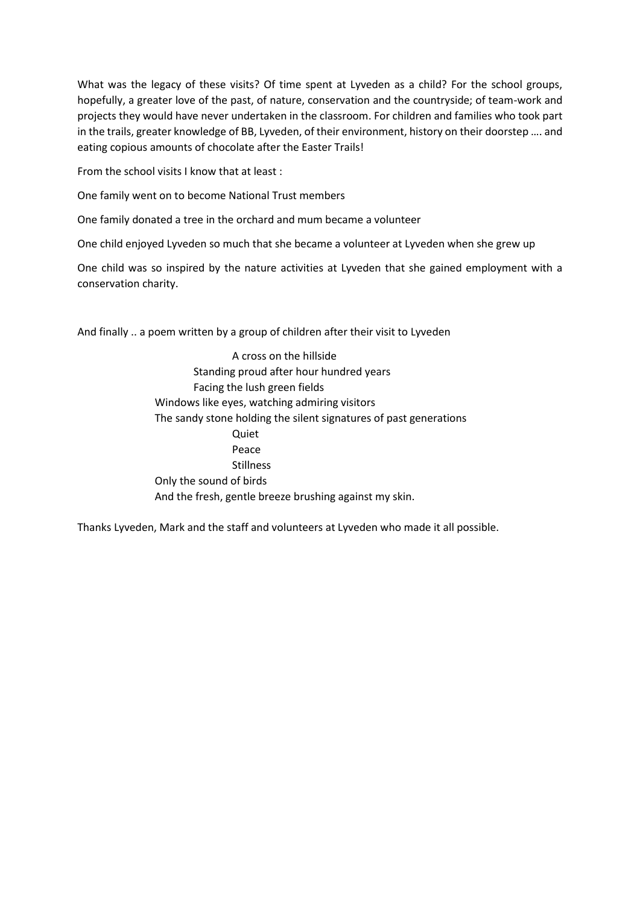What was the legacy of these visits? Of time spent at Lyveden as a child? For the school groups, hopefully, a greater love of the past, of nature, conservation and the countryside; of team-work and projects they would have never undertaken in the classroom. For children and families who took part in the trails, greater knowledge of BB, Lyveden, of their environment, history on their doorstep …. and eating copious amounts of chocolate after the Easter Trails!

From the school visits I know that at least :

One family went on to become National Trust members

One family donated a tree in the orchard and mum became a volunteer

One child enjoyed Lyveden so much that she became a volunteer at Lyveden when she grew up

One child was so inspired by the nature activities at Lyveden that she gained employment with a conservation charity.

And finally .. a poem written by a group of children after their visit to Lyveden

A cross on the hillside  
Standing proud after hour hundred years  
Facing the lush green fields  
Windows like eyes, watching admiring visitors  
The sandy stone holding the silent signatures of past generations  
Quiet  
Peace  
Stillness  
Only the sound of birds  
And the fresh, gentle breeze brushing against my skin.

Thanks Lyveden, Mark and the staff and volunteers at Lyveden who made it all possible.